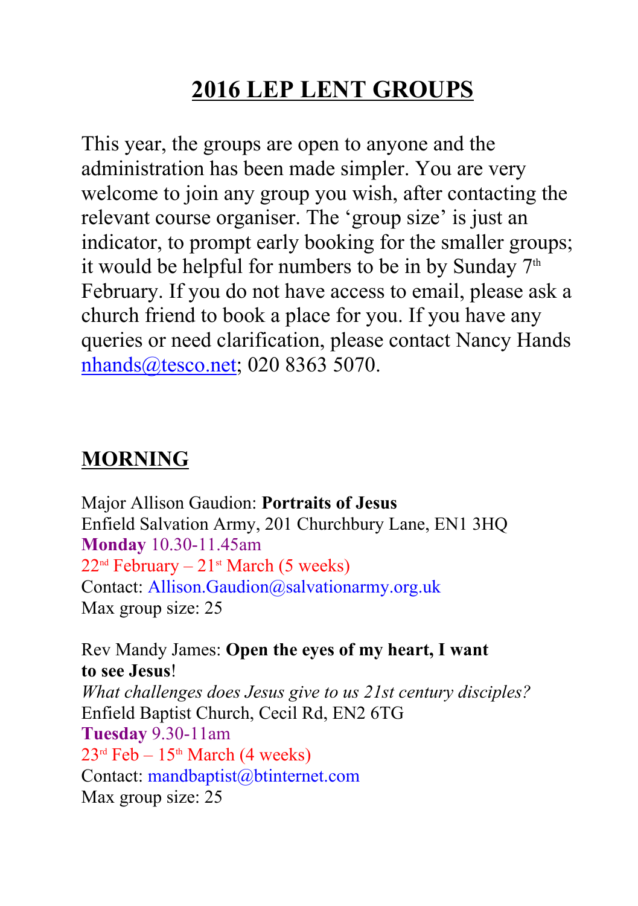# 2016 LEP LENT GROUPS

This year, the groups are open to anyone and the administration has been made simpler. You are very welcome to join any group you wish, after contacting the relevant course organiser. The 'group size' is just an indicator, to prompt early booking for the smaller groups; it would be helpful for numbers to be in by Sunday 7th February. If you do not have access to email, please ask a church friend to book a place for you. If you have any queries or need clarification, please contact Nancy Hands nhands@tesco.net; 020 8363 5070.

## MORNING

Major Allison Gaudion: **Portraits of Jesus**
Enfield Salvation Army, 201 Churchbury Lane, EN1 3HQ
**Monday** 10.30-11.45am
22nd February – 21st March (5 weeks)
Contact: Allison.Gaudion@salvationarmy.org.uk
Max group size: 25

Rev Mandy James: **Open the eyes of my heart, I want to see Jesus**!
*What challenges does Jesus give to us 21st century disciples?*
Enfield Baptist Church, Cecil Rd, EN2 6TG
**Tuesday** 9.30-11am
23rd Feb – 15th March (4 weeks)
Contact: mandbaptist@btinternet.com
Max group size: 25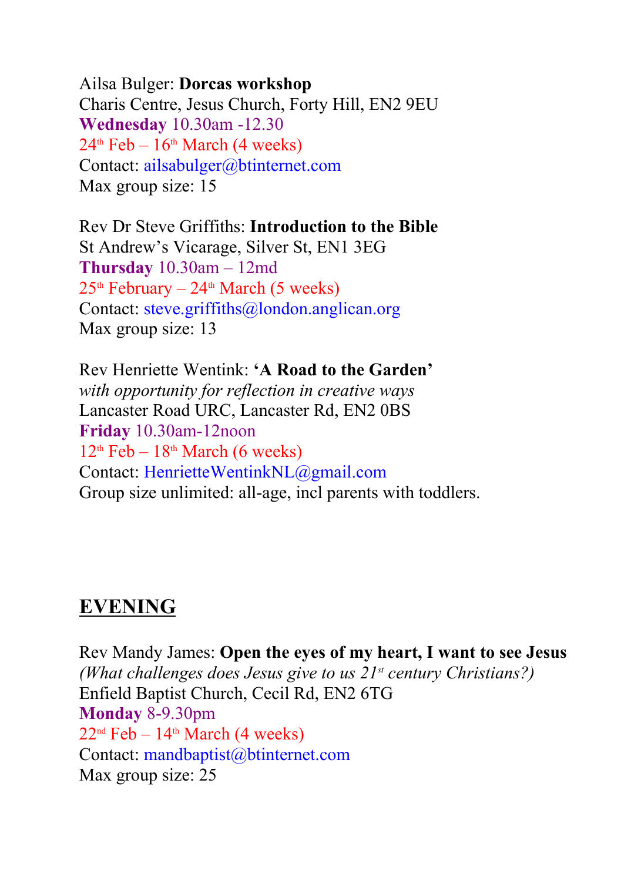Ailsa Bulger: **Dorcas workshop**
Charis Centre, Jesus Church, Forty Hill, EN2 9EU
**Wednesday** 10.30am -12.30
24th Feb – 16th March (4 weeks)
Contact: ailsabulger@btinternet.com
Max group size: 15

Rev Dr Steve Griffiths: **Introduction to the Bible**
St Andrew's Vicarage, Silver St, EN1 3EG
**Thursday** 10.30am – 12md
25th February – 24th March (5 weeks)
Contact: steve.griffiths@london.anglican.org
Max group size: 13

Rev Henriette Wentink: **'A Road to the Garden'**
*with opportunity for reflection in creative ways*
Lancaster Road URC, Lancaster Rd, EN2 0BS
**Friday** 10.30am-12noon
12th Feb – 18th March (6 weeks)
Contact: HenrietteWentinkNL@gmail.com
Group size unlimited: all-age, incl parents with toddlers.

## EVENING

Rev Mandy James: **Open the eyes of my heart, I want to see Jesus**
*(What challenges does Jesus give to us 21st century Christians?)*
Enfield Baptist Church, Cecil Rd, EN2 6TG
**Monday** 8-9.30pm
22nd Feb – 14th March (4 weeks)
Contact: mandbaptist@btinternet.com
Max group size: 25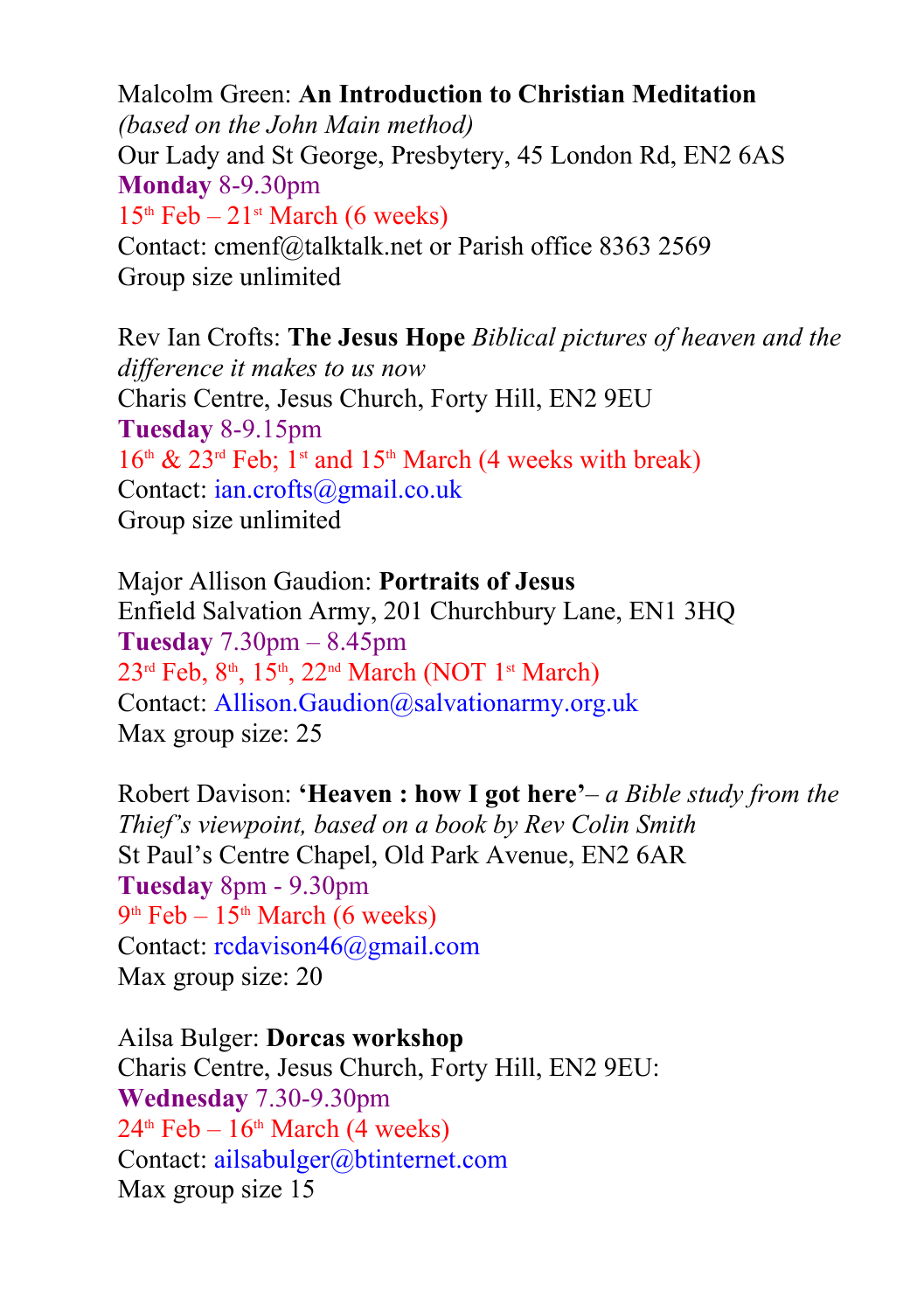Malcolm Green: **An Introduction to Christian Meditation**
*(based on the John Main method)*
Our Lady and St George, Presbytery, 45 London Rd, EN2 6AS
**Monday** 8-9.30pm
15th Feb – 21st March (6 weeks)
Contact: cmenf@talktalk.net or Parish office 8363 2569
Group size unlimited

Rev Ian Crofts: **The Jesus Hope** *Biblical pictures of heaven and the difference it makes to us now*
Charis Centre, Jesus Church, Forty Hill, EN2 9EU
**Tuesday** 8-9.15pm
16th & 23rd Feb; 1st and 15th March (4 weeks with break)
Contact: ian.crofts@gmail.co.uk
Group size unlimited

Major Allison Gaudion: **Portraits of Jesus**
Enfield Salvation Army, 201 Churchbury Lane, EN1 3HQ
**Tuesday** 7.30pm – 8.45pm
23rd Feb, 8th, 15th, 22nd March (NOT 1st March)
Contact: Allison.Gaudion@salvationarmy.org.uk
Max group size: 25

Robert Davison: **'Heaven : how I got here'**– *a Bible study from the Thief's viewpoint, based on a book by Rev Colin Smith*
St Paul's Centre Chapel, Old Park Avenue, EN2 6AR
**Tuesday** 8pm - 9.30pm
9th Feb – 15th March (6 weeks)
Contact: rcdavison46@gmail.com
Max group size: 20

Ailsa Bulger: **Dorcas workshop**
Charis Centre, Jesus Church, Forty Hill, EN2 9EU:
**Wednesday** 7.30-9.30pm
24th Feb – 16th March (4 weeks)
Contact: ailsabulger@btinternet.com
Max group size 15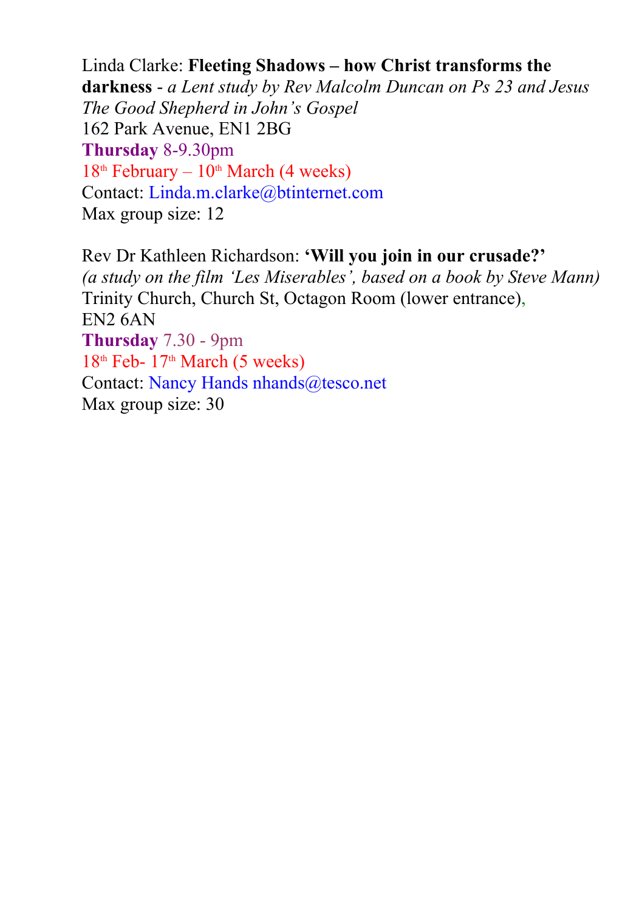Linda Clarke: **Fleeting Shadows – how Christ transforms the darkness** - *a Lent study by Rev Malcolm Duncan on Ps 23 and Jesus The Good Shepherd in John's Gospel*
162 Park Avenue, EN1 2BG
**Thursday** 8-9.30pm
18th February – 10th March (4 weeks)
Contact: Linda.m.clarke@btinternet.com
Max group size: 12

Rev Dr Kathleen Richardson: **'Will you join in our crusade?'** *(a study on the film 'Les Miserables', based on a book by Steve Mann)*
Trinity Church, Church St, Octagon Room (lower entrance),
EN2 6AN
**Thursday** 7.30 - 9pm
18th Feb- 17th March (5 weeks)
Contact: Nancy Hands nhands@tesco.net
Max group size: 30